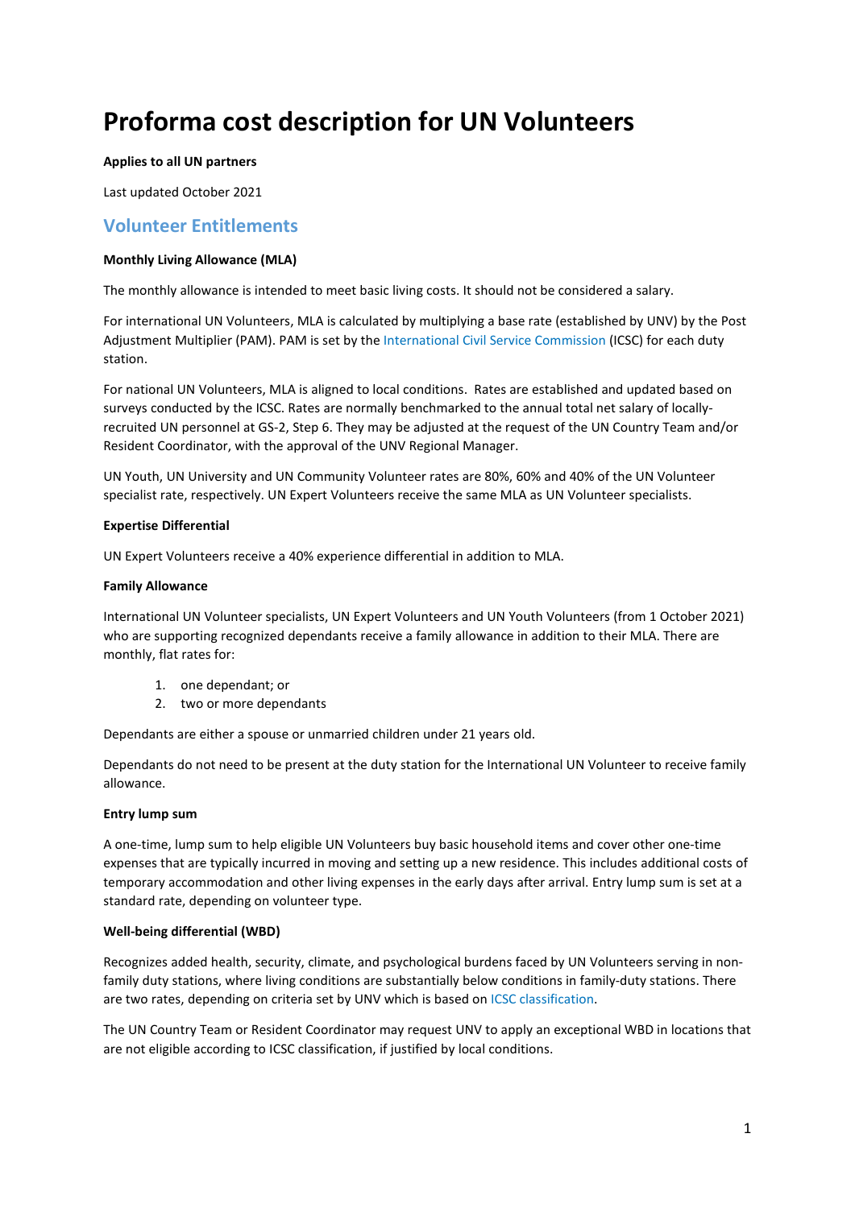# Proforma cost description for UN Volunteers

**Applies to all UN partners**

Last updated October 2021

## Volunteer Entitlements

**Monthly Living Allowance (MLA)**

The monthly allowance is intended to meet basic living costs. It should not be considered a salary.

For international UN Volunteers, MLA is calculated by multiplying a base rate (established by UNV) by the Post Adjustment Multiplier (PAM). PAM is set by the International Civil Service Commission (ICSC) for each duty station.

For national UN Volunteers, MLA is aligned to local conditions. Rates are established and updated based on surveys conducted by the ICSC. Rates are normally benchmarked to the annual total net salary of locally-recruited UN personnel at GS-2, Step 6. They may be adjusted at the request of the UN Country Team and/or Resident Coordinator, with the approval of the UNV Regional Manager.

UN Youth, UN University and UN Community Volunteer rates are 80%, 60% and 40% of the UN Volunteer specialist rate, respectively. UN Expert Volunteers receive the same MLA as UN Volunteer specialists.

**Expertise Differential**

UN Expert Volunteers receive a 40% experience differential in addition to MLA.

**Family Allowance**

International UN Volunteer specialists, UN Expert Volunteers and UN Youth Volunteers (from 1 October 2021) who are supporting recognized dependants receive a family allowance in addition to their MLA. There are monthly, flat rates for:

1. one dependant; or
2. two or more dependants

Dependants are either a spouse or unmarried children under 21 years old.

Dependants do not need to be present at the duty station for the International UN Volunteer to receive family allowance.

**Entry lump sum**

A one-time, lump sum to help eligible UN Volunteers buy basic household items and cover other one-time expenses that are typically incurred in moving and setting up a new residence. This includes additional costs of temporary accommodation and other living expenses in the early days after arrival. Entry lump sum is set at a standard rate, depending on volunteer type.

**Well-being differential (WBD)**

Recognizes added health, security, climate, and psychological burdens faced by UN Volunteers serving in non-family duty stations, where living conditions are substantially below conditions in family-duty stations. There are two rates, depending on criteria set by UNV which is based on ICSC classification.

The UN Country Team or Resident Coordinator may request UNV to apply an exceptional WBD in locations that are not eligible according to ICSC classification, if justified by local conditions.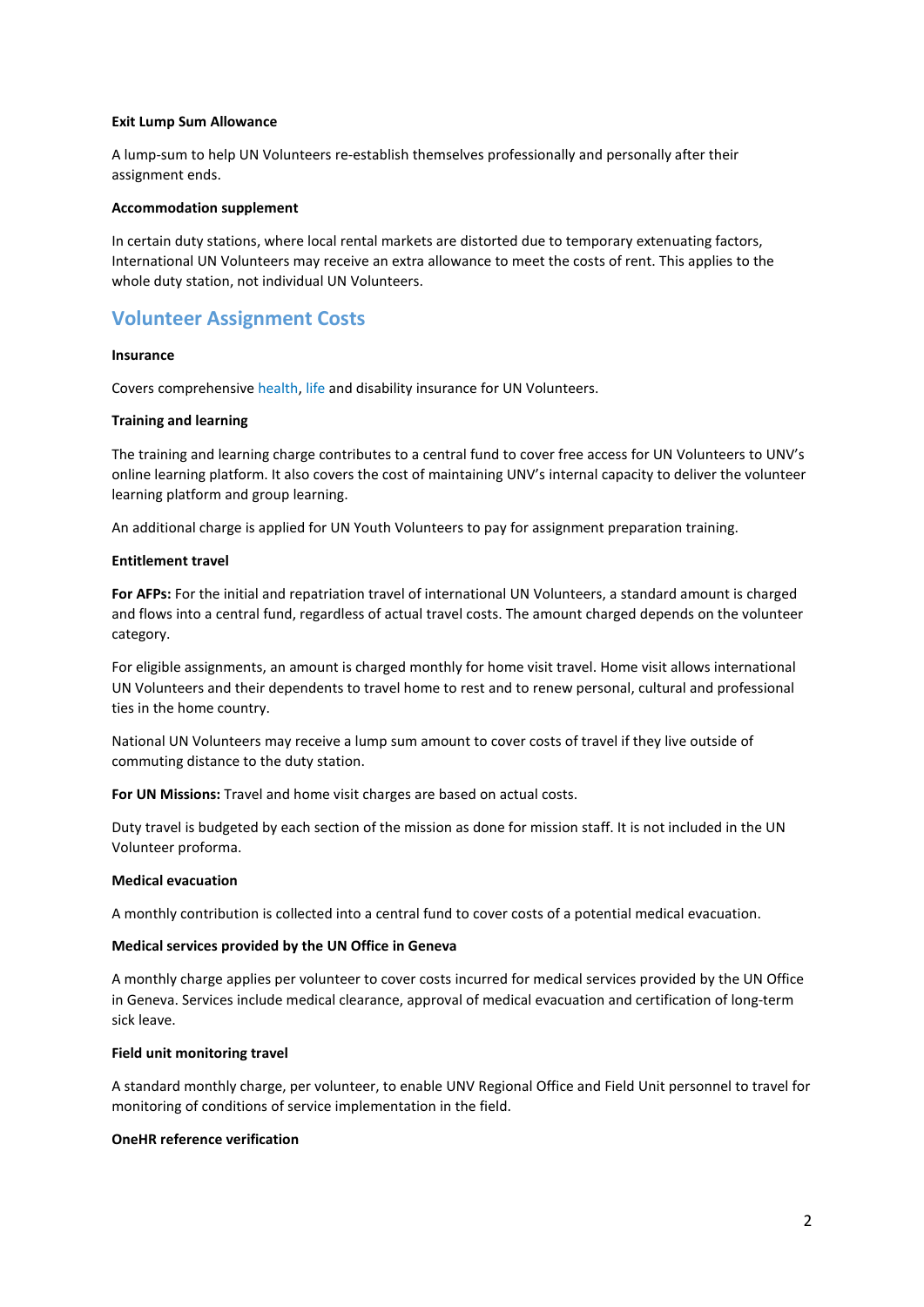**Exit Lump Sum Allowance**

A lump-sum to help UN Volunteers re-establish themselves professionally and personally after their assignment ends.

**Accommodation supplement**

In certain duty stations, where local rental markets are distorted due to temporary extenuating factors, International UN Volunteers may receive an extra allowance to meet the costs of rent. This applies to the whole duty station, not individual UN Volunteers.

## Volunteer Assignment Costs

**Insurance**

Covers comprehensive health, life and disability insurance for UN Volunteers.

**Training and learning**

The training and learning charge contributes to a central fund to cover free access for UN Volunteers to UNV's online learning platform. It also covers the cost of maintaining UNV's internal capacity to deliver the volunteer learning platform and group learning.

An additional charge is applied for UN Youth Volunteers to pay for assignment preparation training.

**Entitlement travel**

**For AFPs:** For the initial and repatriation travel of international UN Volunteers, a standard amount is charged and flows into a central fund, regardless of actual travel costs. The amount charged depends on the volunteer category.

For eligible assignments, an amount is charged monthly for home visit travel. Home visit allows international UN Volunteers and their dependents to travel home to rest and to renew personal, cultural and professional ties in the home country.

National UN Volunteers may receive a lump sum amount to cover costs of travel if they live outside of commuting distance to the duty station.

**For UN Missions:** Travel and home visit charges are based on actual costs.

Duty travel is budgeted by each section of the mission as done for mission staff. It is not included in the UN Volunteer proforma.

**Medical evacuation**

A monthly contribution is collected into a central fund to cover costs of a potential medical evacuation.

**Medical services provided by the UN Office in Geneva**

A monthly charge applies per volunteer to cover costs incurred for medical services provided by the UN Office in Geneva. Services include medical clearance, approval of medical evacuation and certification of long-term sick leave.

**Field unit monitoring travel**

A standard monthly charge, per volunteer, to enable UNV Regional Office and Field Unit personnel to travel for monitoring of conditions of service implementation in the field.

**OneHR reference verification**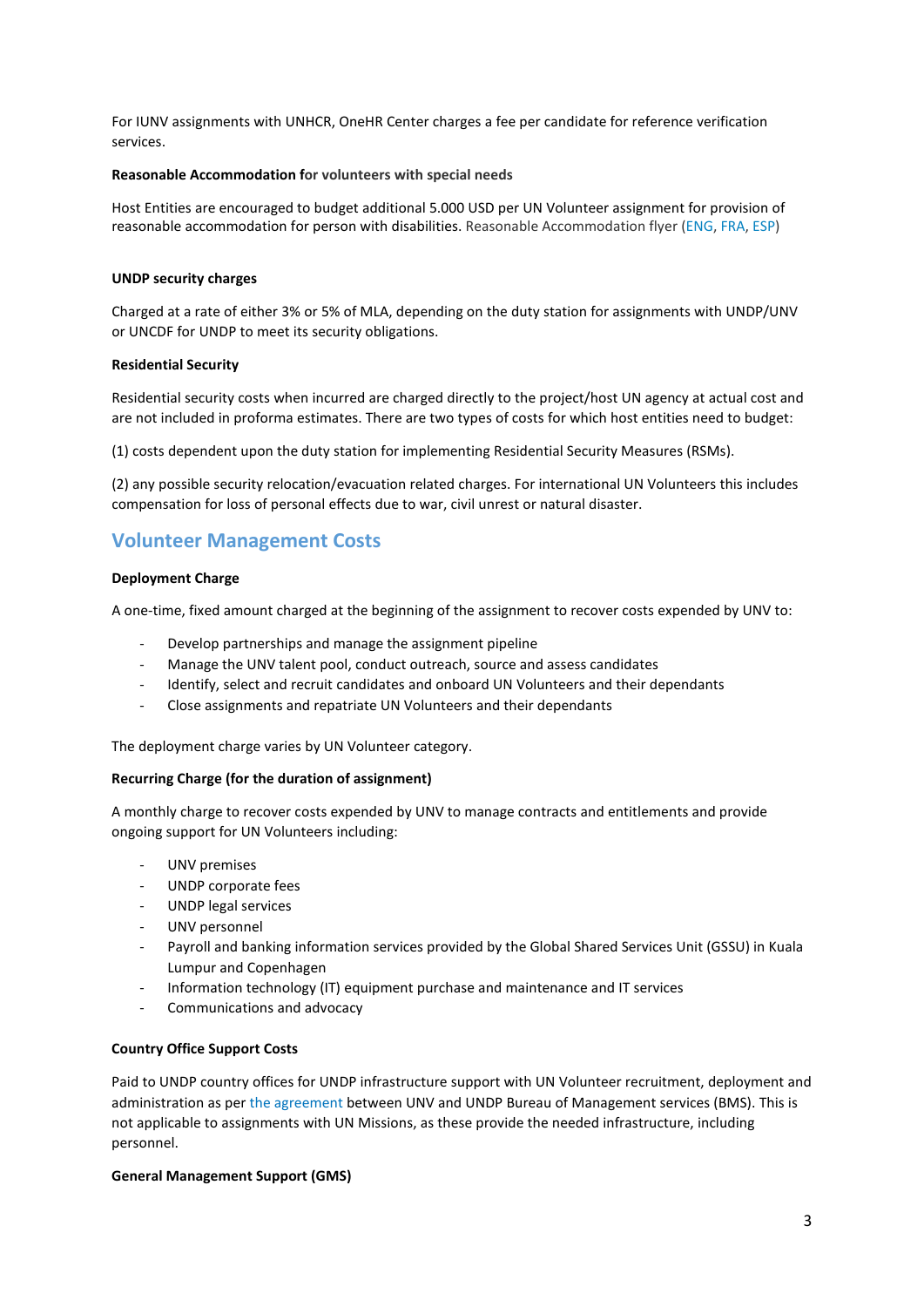For IUNV assignments with UNHCR, OneHR Center charges a fee per candidate for reference verification services.

**Reasonable Accommodation for volunteers with special needs**

Host Entities are encouraged to budget additional 5.000 USD per UN Volunteer assignment for provision of reasonable accommodation for person with disabilities. Reasonable Accommodation flyer (ENG, FRA, ESP)

**UNDP security charges**

Charged at a rate of either 3% or 5% of MLA, depending on the duty station for assignments with UNDP/UNV or UNCDF for UNDP to meet its security obligations.

**Residential Security**

Residential security costs when incurred are charged directly to the project/host UN agency at actual cost and are not included in proforma estimates. There are two types of costs for which host entities need to budget:

(1) costs dependent upon the duty station for implementing Residential Security Measures (RSMs).

(2) any possible security relocation/evacuation related charges. For international UN Volunteers this includes compensation for loss of personal effects due to war, civil unrest or natural disaster.

## Volunteer Management Costs

**Deployment Charge**

A one-time, fixed amount charged at the beginning of the assignment to recover costs expended by UNV to:

- Develop partnerships and manage the assignment pipeline
- Manage the UNV talent pool, conduct outreach, source and assess candidates
- Identify, select and recruit candidates and onboard UN Volunteers and their dependants
- Close assignments and repatriate UN Volunteers and their dependants

The deployment charge varies by UN Volunteer category.

**Recurring Charge (for the duration of assignment)**

A monthly charge to recover costs expended by UNV to manage contracts and entitlements and provide ongoing support for UN Volunteers including:

- UNV premises
- UNDP corporate fees
- UNDP legal services
- UNV personnel
- Payroll and banking information services provided by the Global Shared Services Unit (GSSU) in Kuala Lumpur and Copenhagen
- Information technology (IT) equipment purchase and maintenance and IT services
- Communications and advocacy

**Country Office Support Costs**

Paid to UNDP country offices for UNDP infrastructure support with UN Volunteer recruitment, deployment and administration as per the agreement between UNV and UNDP Bureau of Management services (BMS). This is not applicable to assignments with UN Missions, as these provide the needed infrastructure, including personnel.

**General Management Support (GMS)**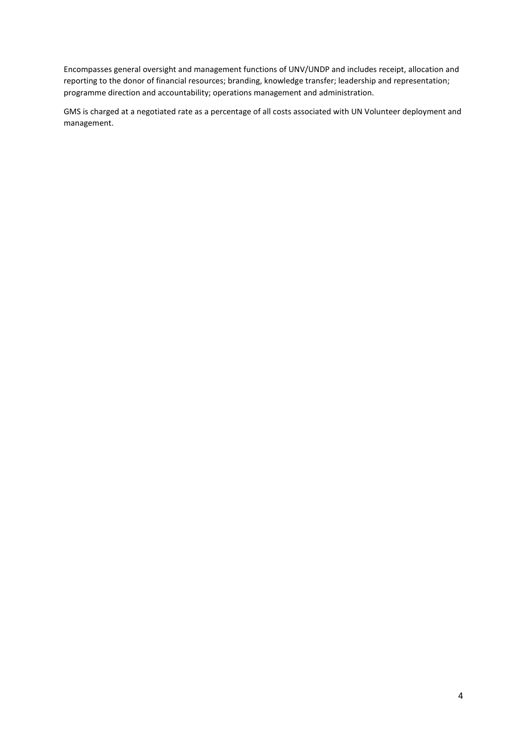Encompasses general oversight and management functions of UNV/UNDP and includes receipt, allocation and reporting to the donor of financial resources; branding, knowledge transfer; leadership and representation; programme direction and accountability; operations management and administration.

GMS is charged at a negotiated rate as a percentage of all costs associated with UN Volunteer deployment and management.